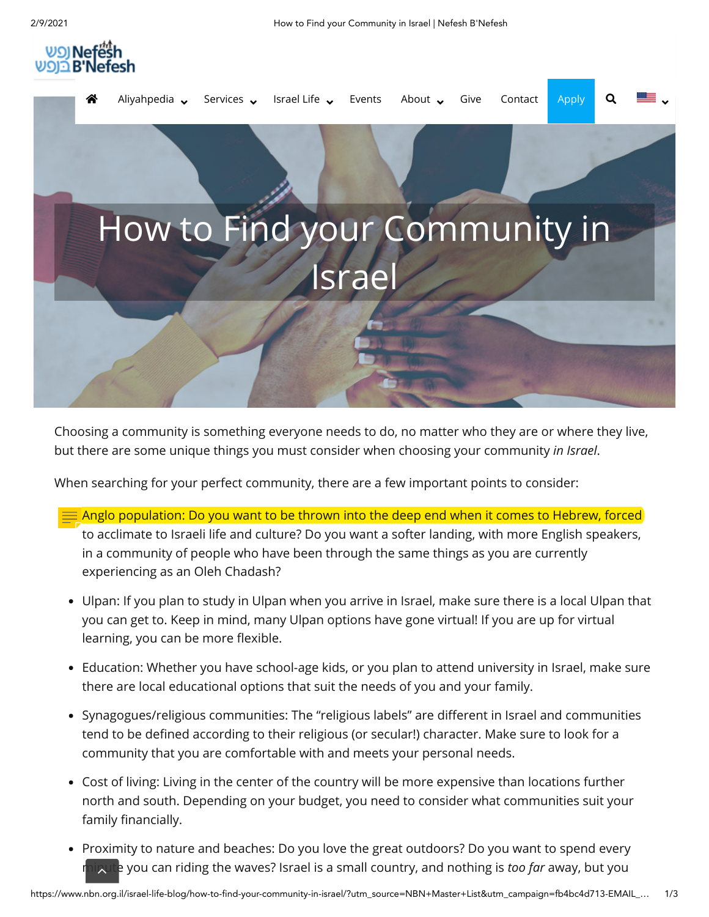# How to Find your Community in Israel

Choosing a community is something everyone needs to do, no matter who they are or where they live, but there are some unique things you must consider when choosing your community *in Israel*.

When searching for your perfect community, there are a few important points to consider:

- Anglo population: Do you want to be thrown into the deep end when it comes to Hebrew, forced to acclimate to Israeli life and culture? Do you want a softer landing, with more English speakers, in a community of people who have been through the same things as you are currently experiencing as an Oleh Chadash?
- Ulpan: If you plan to study in Ulpan when you arrive in Israel, make sure there is a local Ulpan that you can get to. Keep in mind, many Ulpan options have gone virtual! If you are up for virtual learning, you can be more flexible.
- Education: Whether you have school-age kids, or you plan to attend university in Israel, make sure there are local educational options that suit the needs of you and your family.
- Synagogues/religious communities: The "religious labels" are different in Israel and communities tend to be defined according to their religious (or secular!) character. Make sure to look for a community that you are comfortable with and meets your personal needs.
- Cost of living: Living in the center of the country will be more expensive than locations further north and south. Depending on your budget, you need to consider what communities suit your family financially.
- Proximity to nature and beaches: Do you love the great outdoors? Do you want to spend every minute you can riding the waves? Israel is a small country, and nothing is *too far* away, but you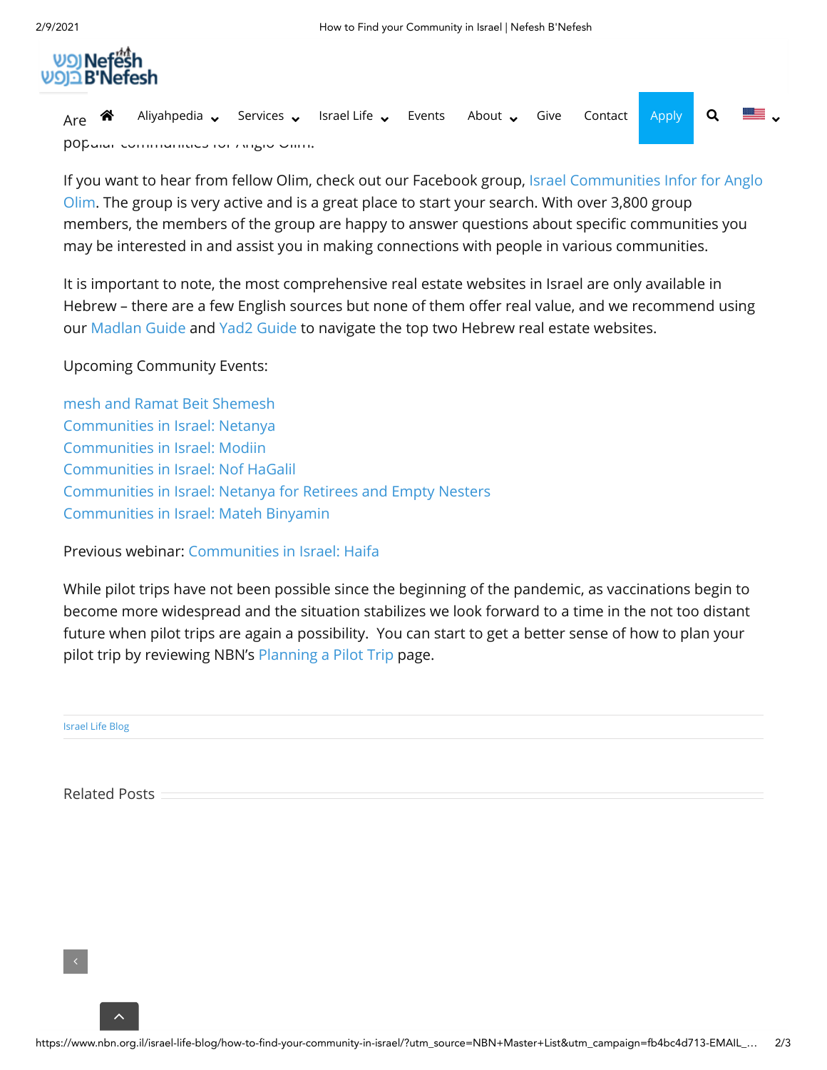Are ... popular communities for Anglo Olim.

If you want to hear from fellow Olim, check out our Facebook group, Israel Communities Infor for Anglo Olim. The group is very active and is a great place to start your search. With over 3,800 group members, the members of the group are happy to answer questions about specific communities you may be interested in and assist you in making connections with people in various communities.

It is important to note, the most comprehensive real estate websites in Israel are only available in Hebrew – there are a few English sources but none of them offer real value, and we recommend using our Madlan Guide and Yad2 Guide to navigate the top two Hebrew real estate websites.

Upcoming Community Events:

mesh and Ramat Beit Shemesh
Communities in Israel: Netanya
Communities in Israel: Modiin
Communities in Israel: Nof HaGalil
Communities in Israel: Netanya for Retirees and Empty Nesters
Communities in Israel: Mateh Binyamin

Previous webinar: Communities in Israel: Haifa

While pilot trips have not been possible since the beginning of the pandemic, as vaccinations begin to become more widespread and the situation stabilizes we look forward to a time in the not too distant future when pilot trips are again a possibility. You can start to get a better sense of how to plan your pilot trip by reviewing NBN's Planning a Pilot Trip page.

Israel Life Blog

Related Posts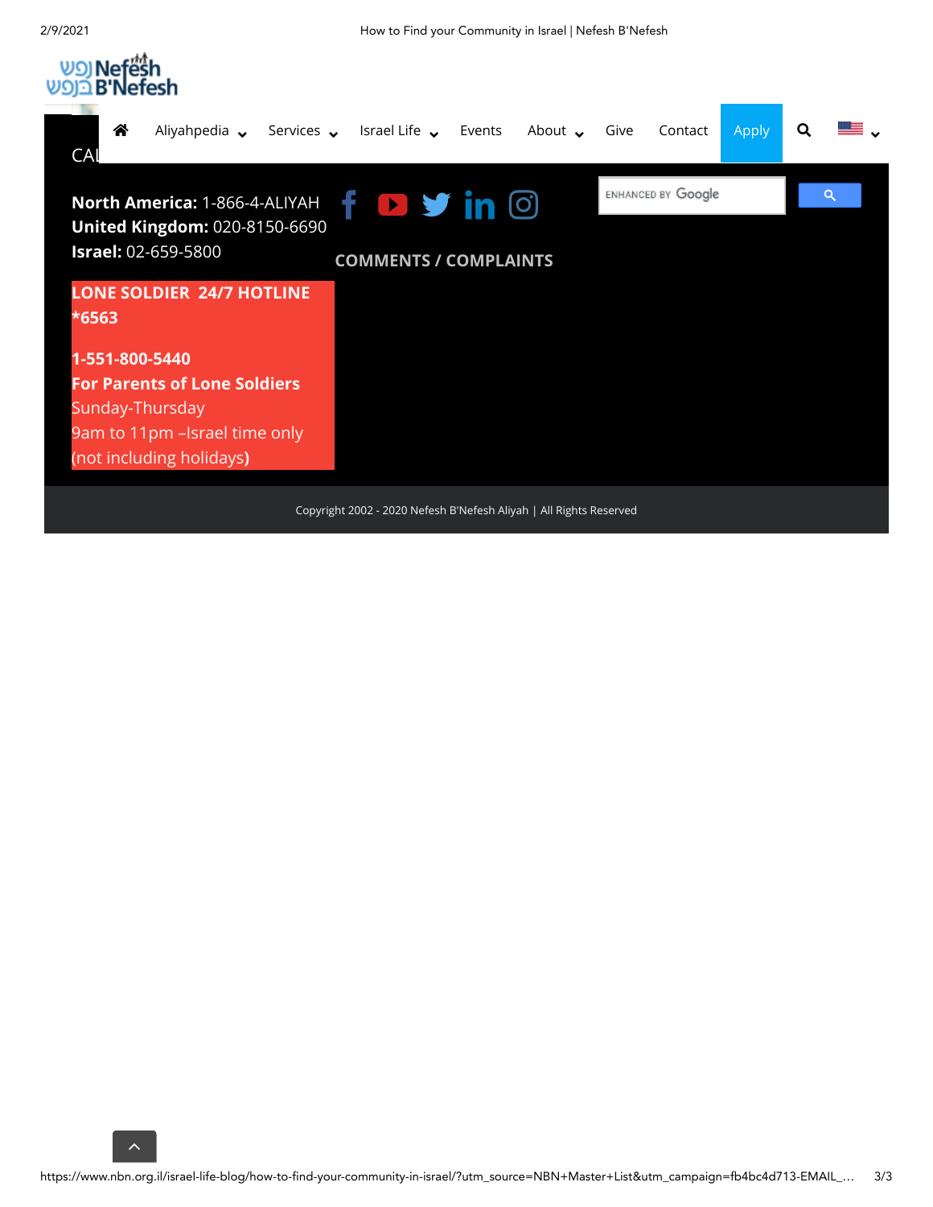Aliyahpedia Services Israel Life Events About Give Contact Apply

CAL

**North America:** 1-866-4-ALIYAH
**United Kingdom:** 020-8150-6690
**Israel:** 02-659-5800

**COMMENTS / COMPLAINTS**

**LONE SOLDIER 24/7 HOTLINE**
***6563**

**1-551-800-5440**
**For Parents of Lone Soldiers**
Sunday-Thursday
9am to 11pm –Israel time only
(not including holidays)

Copyright 2002 - 2020 Nefesh B'Nefesh Aliyah | All Rights Reserved